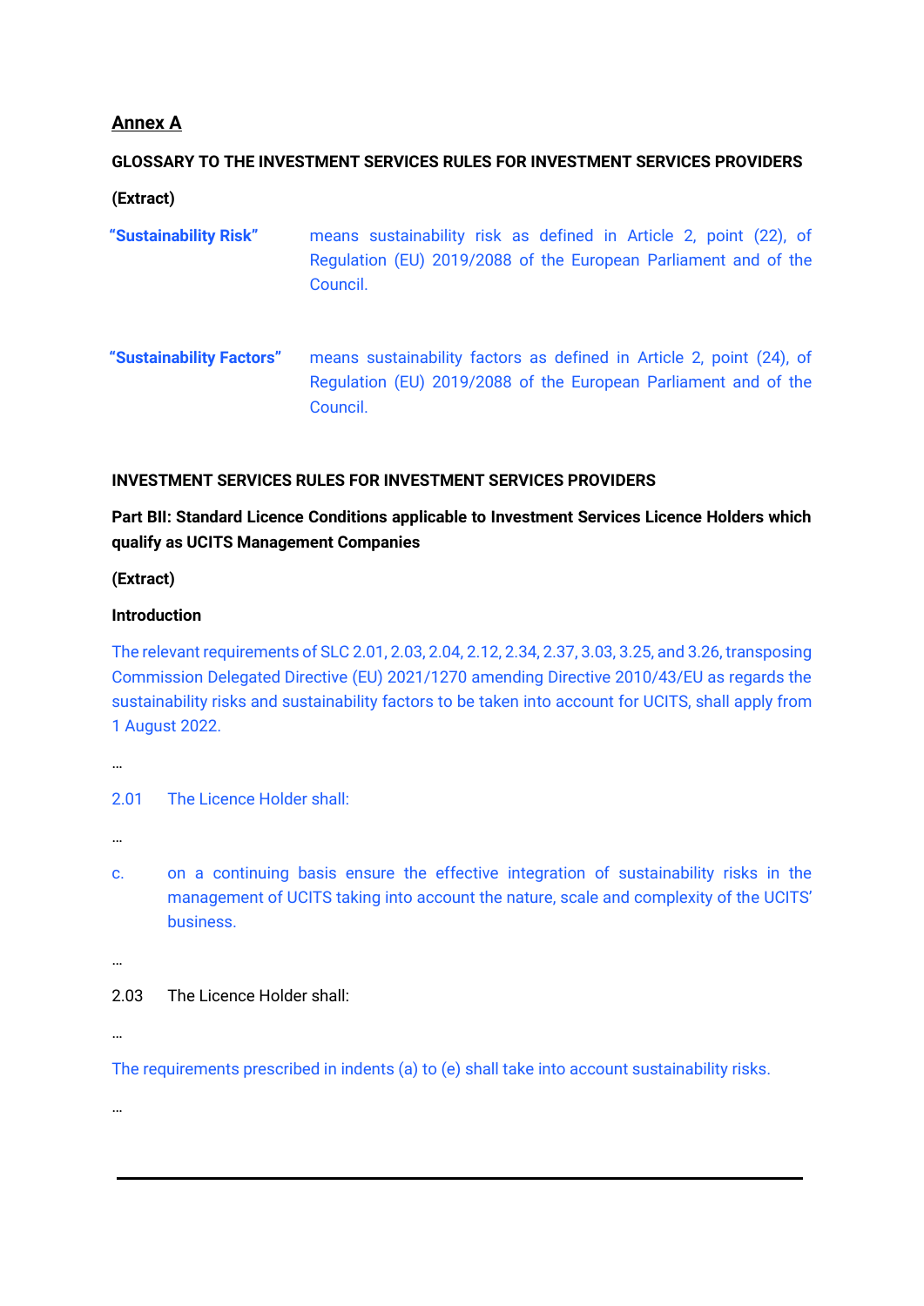## Annex A

**GLOSSARY TO THE INVESTMENT SERVICES RULES FOR INVESTMENT SERVICES PROVIDERS**

**(Extract)**

**"Sustainability Risk"** means sustainability risk as defined in Article 2, point (22), of Regulation (EU) 2019/2088 of the European Parliament and of the Council.

**"Sustainability Factors"** means sustainability factors as defined in Article 2, point (24), of Regulation (EU) 2019/2088 of the European Parliament and of the Council.

**INVESTMENT SERVICES RULES FOR INVESTMENT SERVICES PROVIDERS**

**Part BII: Standard Licence Conditions applicable to Investment Services Licence Holders which qualify as UCITS Management Companies**

**(Extract)**

**Introduction**

The relevant requirements of SLC 2.01, 2.03, 2.04, 2.12, 2.34, 2.37, 3.03, 3.25, and 3.26, transposing Commission Delegated Directive (EU) 2021/1270 amending Directive 2010/43/EU as regards the sustainability risks and sustainability factors to be taken into account for UCITS, shall apply from 1 August 2022.

…

2.01 The Licence Holder shall:

…

c. on a continuing basis ensure the effective integration of sustainability risks in the management of UCITS taking into account the nature, scale and complexity of the UCITS' business.

…

2.03 The Licence Holder shall:

…

The requirements prescribed in indents (a) to (e) shall take into account sustainability risks.

…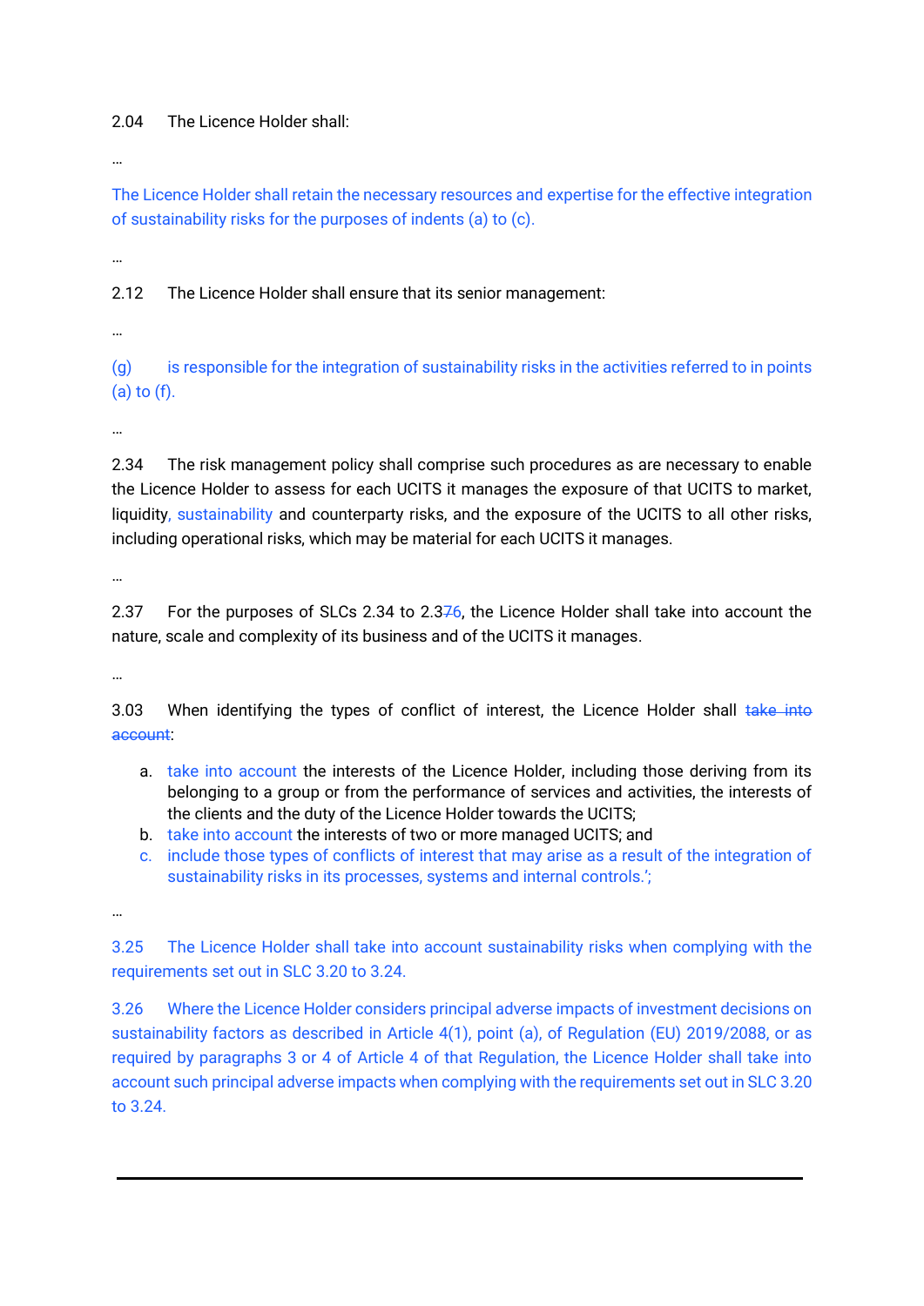2.04 The Licence Holder shall:

…

The Licence Holder shall retain the necessary resources and expertise for the effective integration of sustainability risks for the purposes of indents (a) to (c).

…

2.12 The Licence Holder shall ensure that its senior management:

…

(g) is responsible for the integration of sustainability risks in the activities referred to in points (a) to (f).

…

2.34 The risk management policy shall comprise such procedures as are necessary to enable the Licence Holder to assess for each UCITS it manages the exposure of that UCITS to market, liquidity, sustainability and counterparty risks, and the exposure of the UCITS to all other risks, including operational risks, which may be material for each UCITS it manages.

…

2.37 For the purposes of SLCs 2.34 to 2.3~~7~~6, the Licence Holder shall take into account the nature, scale and complexity of its business and of the UCITS it manages.

…

3.03 When identifying the types of conflict of interest, the Licence Holder shall ~~take into account~~:

a. take into account the interests of the Licence Holder, including those deriving from its belonging to a group or from the performance of services and activities, the interests of the clients and the duty of the Licence Holder towards the UCITS;
b. take into account the interests of two or more managed UCITS; and
c. include those types of conflicts of interest that may arise as a result of the integration of sustainability risks in its processes, systems and internal controls.';

…

3.25 The Licence Holder shall take into account sustainability risks when complying with the requirements set out in SLC 3.20 to 3.24.

3.26 Where the Licence Holder considers principal adverse impacts of investment decisions on sustainability factors as described in Article 4(1), point (a), of Regulation (EU) 2019/2088, or as required by paragraphs 3 or 4 of Article 4 of that Regulation, the Licence Holder shall take into account such principal adverse impacts when complying with the requirements set out in SLC 3.20 to 3.24.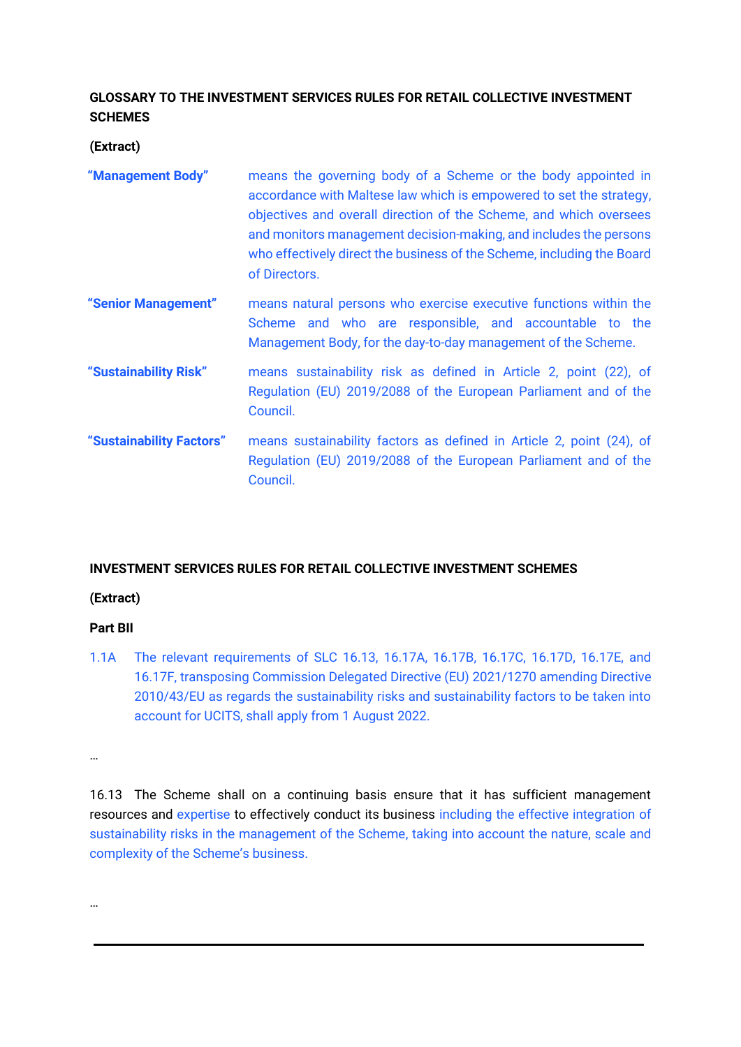**GLOSSARY TO THE INVESTMENT SERVICES RULES FOR RETAIL COLLECTIVE INVESTMENT SCHEMES**

**(Extract)**

| | |
|---|---|
| **"Management Body"** | means the governing body of a Scheme or the body appointed in accordance with Maltese law which is empowered to set the strategy, objectives and overall direction of the Scheme, and which oversees and monitors management decision-making, and includes the persons who effectively direct the business of the Scheme, including the Board of Directors. |
| **"Senior Management"** | means natural persons who exercise executive functions within the Scheme and who are responsible, and accountable to the Management Body, for the day-to-day management of the Scheme. |
| **"Sustainability Risk"** | means sustainability risk as defined in Article 2, point (22), of Regulation (EU) 2019/2088 of the European Parliament and of the Council. |
| **"Sustainability Factors"** | means sustainability factors as defined in Article 2, point (24), of Regulation (EU) 2019/2088 of the European Parliament and of the Council. |

**INVESTMENT SERVICES RULES FOR RETAIL COLLECTIVE INVESTMENT SCHEMES**

**(Extract)**

**Part BII**

1.1A The relevant requirements of SLC 16.13, 16.17A, 16.17B, 16.17C, 16.17D, 16.17E, and 16.17F, transposing Commission Delegated Directive (EU) 2021/1270 amending Directive 2010/43/EU as regards the sustainability risks and sustainability factors to be taken into account for UCITS, shall apply from 1 August 2022.

…

16.13 The Scheme shall on a continuing basis ensure that it has sufficient management resources and expertise to effectively conduct its business including the effective integration of sustainability risks in the management of the Scheme, taking into account the nature, scale and complexity of the Scheme's business.

…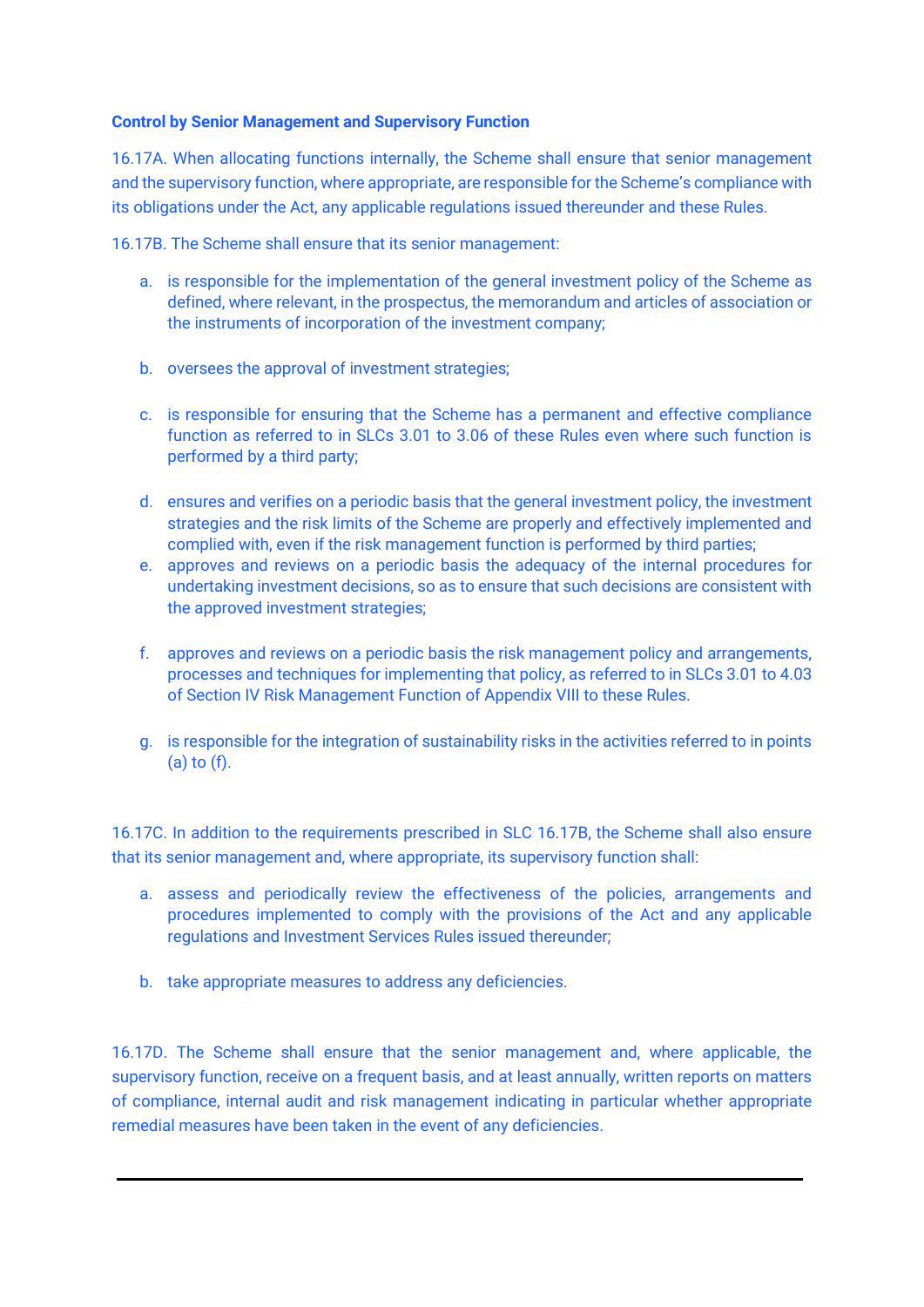**Control by Senior Management and Supervisory Function**

16.17A. When allocating functions internally, the Scheme shall ensure that senior management and the supervisory function, where appropriate, are responsible for the Scheme's compliance with its obligations under the Act, any applicable regulations issued thereunder and these Rules.

16.17B. The Scheme shall ensure that its senior management:

a. is responsible for the implementation of the general investment policy of the Scheme as defined, where relevant, in the prospectus, the memorandum and articles of association or the instruments of incorporation of the investment company;

b. oversees the approval of investment strategies;

c. is responsible for ensuring that the Scheme has a permanent and effective compliance function as referred to in SLCs 3.01 to 3.06 of these Rules even where such function is performed by a third party;

d. ensures and verifies on a periodic basis that the general investment policy, the investment strategies and the risk limits of the Scheme are properly and effectively implemented and complied with, even if the risk management function is performed by third parties;

e. approves and reviews on a periodic basis the adequacy of the internal procedures for undertaking investment decisions, so as to ensure that such decisions are consistent with the approved investment strategies;

f. approves and reviews on a periodic basis the risk management policy and arrangements, processes and techniques for implementing that policy, as referred to in SLCs 3.01 to 4.03 of Section IV Risk Management Function of Appendix VIII to these Rules.

g. is responsible for the integration of sustainability risks in the activities referred to in points (a) to (f).

16.17C. In addition to the requirements prescribed in SLC 16.17B, the Scheme shall also ensure that its senior management and, where appropriate, its supervisory function shall:

a. assess and periodically review the effectiveness of the policies, arrangements and procedures implemented to comply with the provisions of the Act and any applicable regulations and Investment Services Rules issued thereunder;

b. take appropriate measures to address any deficiencies.

16.17D. The Scheme shall ensure that the senior management and, where applicable, the supervisory function, receive on a frequent basis, and at least annually, written reports on matters of compliance, internal audit and risk management indicating in particular whether appropriate remedial measures have been taken in the event of any deficiencies.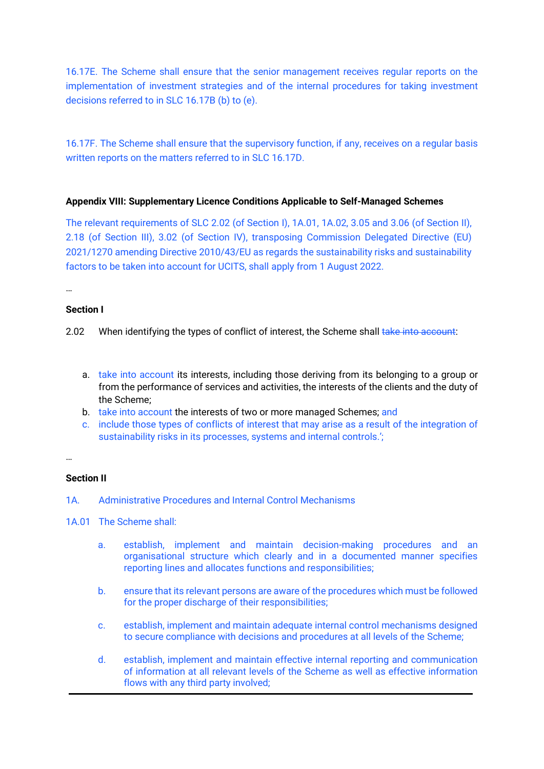16.17E. The Scheme shall ensure that the senior management receives regular reports on the implementation of investment strategies and of the internal procedures for taking investment decisions referred to in SLC 16.17B (b) to (e).

16.17F. The Scheme shall ensure that the supervisory function, if any, receives on a regular basis written reports on the matters referred to in SLC 16.17D.

**Appendix VIII: Supplementary Licence Conditions Applicable to Self-Managed Schemes**

The relevant requirements of SLC 2.02 (of Section I), 1A.01, 1A.02, 3.05 and 3.06 (of Section II), 2.18 (of Section III), 3.02 (of Section IV), transposing Commission Delegated Directive (EU) 2021/1270 amending Directive 2010/43/EU as regards the sustainability risks and sustainability factors to be taken into account for UCITS, shall apply from 1 August 2022.

…

**Section I**

2.02 When identifying the types of conflict of interest, the Scheme shall ~~take into account~~:

a. take into account its interests, including those deriving from its belonging to a group or from the performance of services and activities, the interests of the clients and the duty of the Scheme;
b. take into account the interests of two or more managed Schemes; and
c. include those types of conflicts of interest that may arise as a result of the integration of sustainability risks in its processes, systems and internal controls.';

…

**Section II**

1A. Administrative Procedures and Internal Control Mechanisms

1A.01 The Scheme shall:

a. establish, implement and maintain decision-making procedures and an organisational structure which clearly and in a documented manner specifies reporting lines and allocates functions and responsibilities;

b. ensure that its relevant persons are aware of the procedures which must be followed for the proper discharge of their responsibilities;

c. establish, implement and maintain adequate internal control mechanisms designed to secure compliance with decisions and procedures at all levels of the Scheme;

d. establish, implement and maintain effective internal reporting and communication of information at all relevant levels of the Scheme as well as effective information flows with any third party involved;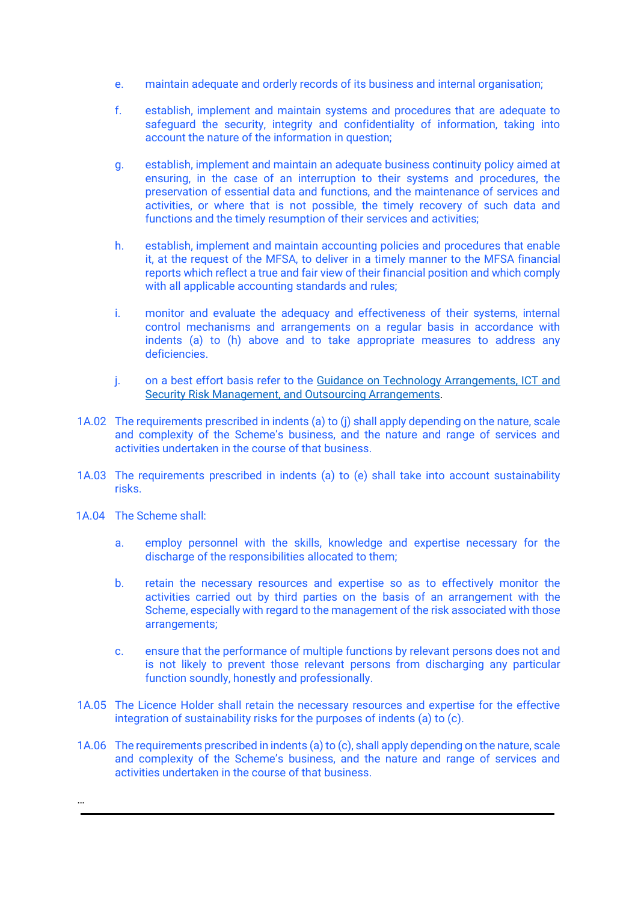e. maintain adequate and orderly records of its business and internal organisation;

f. establish, implement and maintain systems and procedures that are adequate to safeguard the security, integrity and confidentiality of information, taking into account the nature of the information in question;

g. establish, implement and maintain an adequate business continuity policy aimed at ensuring, in the case of an interruption to their systems and procedures, the preservation of essential data and functions, and the maintenance of services and activities, or where that is not possible, the timely recovery of such data and functions and the timely resumption of their services and activities;

h. establish, implement and maintain accounting policies and procedures that enable it, at the request of the MFSA, to deliver in a timely manner to the MFSA financial reports which reflect a true and fair view of their financial position and which comply with all applicable accounting standards and rules;

i. monitor and evaluate the adequacy and effectiveness of their systems, internal control mechanisms and arrangements on a regular basis in accordance with indents (a) to (h) above and to take appropriate measures to address any deficiencies.

j. on a best effort basis refer to the Guidance on Technology Arrangements, ICT and Security Risk Management, and Outsourcing Arrangements.

1A.02 The requirements prescribed in indents (a) to (j) shall apply depending on the nature, scale and complexity of the Scheme's business, and the nature and range of services and activities undertaken in the course of that business.

1A.03 The requirements prescribed in indents (a) to (e) shall take into account sustainability risks.

1A.04 The Scheme shall:

a. employ personnel with the skills, knowledge and expertise necessary for the discharge of the responsibilities allocated to them;

b. retain the necessary resources and expertise so as to effectively monitor the activities carried out by third parties on the basis of an arrangement with the Scheme, especially with regard to the management of the risk associated with those arrangements;

c. ensure that the performance of multiple functions by relevant persons does not and is not likely to prevent those relevant persons from discharging any particular function soundly, honestly and professionally.

1A.05 The Licence Holder shall retain the necessary resources and expertise for the effective integration of sustainability risks for the purposes of indents (a) to (c).

1A.06 The requirements prescribed in indents (a) to (c), shall apply depending on the nature, scale and complexity of the Scheme's business, and the nature and range of services and activities undertaken in the course of that business.

…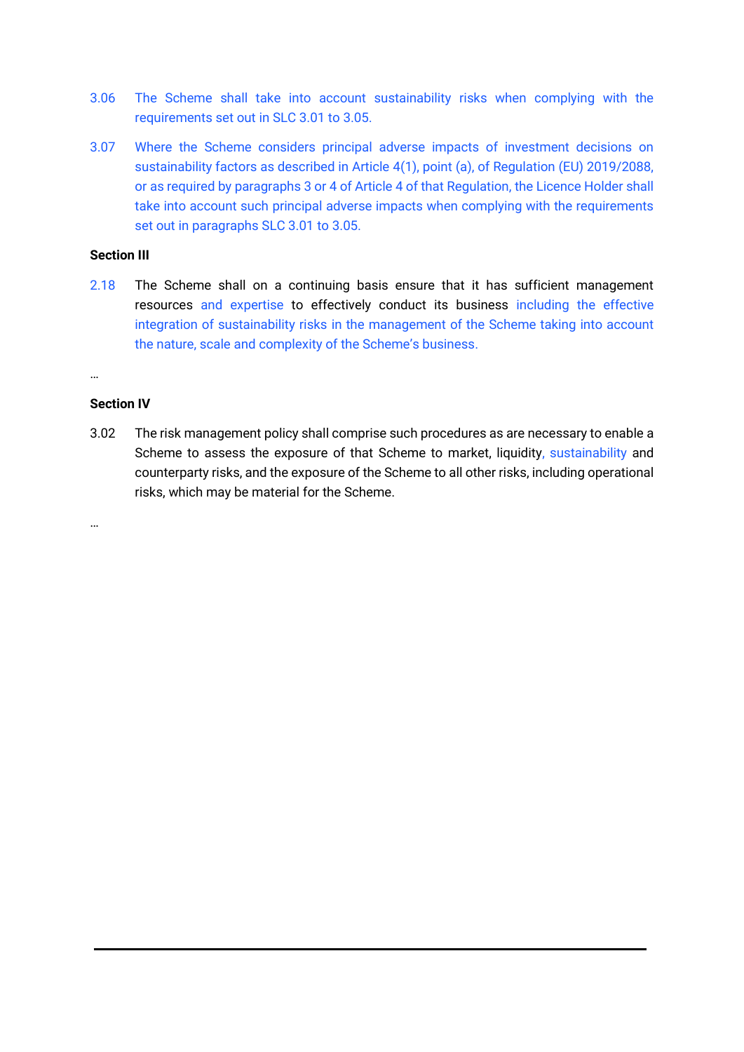3.06 The Scheme shall take into account sustainability risks when complying with the requirements set out in SLC 3.01 to 3.05.

3.07 Where the Scheme considers principal adverse impacts of investment decisions on sustainability factors as described in Article 4(1), point (a), of Regulation (EU) 2019/2088, or as required by paragraphs 3 or 4 of Article 4 of that Regulation, the Licence Holder shall take into account such principal adverse impacts when complying with the requirements set out in paragraphs SLC 3.01 to 3.05.

**Section III**

2.18 The Scheme shall on a continuing basis ensure that it has sufficient management resources and expertise to effectively conduct its business including the effective integration of sustainability risks in the management of the Scheme taking into account the nature, scale and complexity of the Scheme's business.

…

**Section IV**

3.02 The risk management policy shall comprise such procedures as are necessary to enable a Scheme to assess the exposure of that Scheme to market, liquidity, sustainability and counterparty risks, and the exposure of the Scheme to all other risks, including operational risks, which may be material for the Scheme.

…